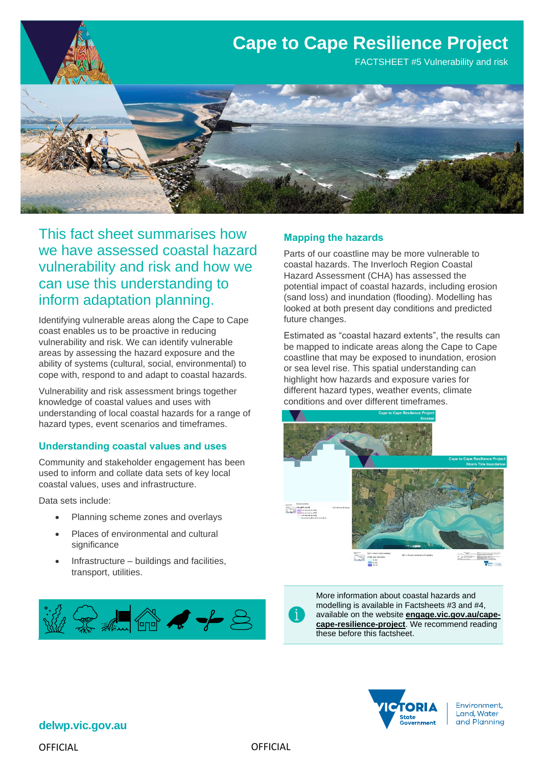# Cape to Cape Resilience Project

FACTSHEET #5 Vulnerability and risk

## This fact sheet summarises how we have assessed coastal hazard vulnerability and risk and how we can use this understanding to inform adaptation planning.

Identifying vulnerable areas along the Cape to Cape coast enables us to be proactive in reducing vulnerability and risk. We can identify vulnerable areas by assessing the hazard exposure and the ability of systems (cultural, social, environmental) to cope with, respond to and adapt to coastal hazards.

Vulnerability and risk assessment brings together knowledge of coastal values and uses with understanding of local coastal hazards for a range of hazard types, event scenarios and timeframes.

### Understanding coastal values and uses

Community and stakeholder engagement has been used to inform and collate data sets of key local coastal values, uses and infrastructure.

Data sets include:

- Planning scheme zones and overlays
- Places of environmental and cultural significance
- Infrastructure – buildings and facilities, transport, utilities.

### Mapping the hazards

Parts of our coastline may be more vulnerable to coastal hazards. The Inverloch Region Coastal Hazard Assessment (CHA) has assessed the potential impact of coastal hazards, including erosion (sand loss) and inundation (flooding). Modelling has looked at both present day conditions and predicted future changes.

Estimated as "coastal hazard extents", the results can be mapped to indicate areas along the Cape to Cape coastline that may be exposed to inundation, erosion or sea level rise. This spatial understanding can highlight how hazards and exposure varies for different hazard types, weather events, climate conditions and over different timeframes.

More information about coastal hazards and modelling is available in Factsheets #3 and #4, available on the website **engage.vic.gov.au/cape-cape-resilience-project**. We recommend reading these before this factsheet.

**delwp.vic.gov.au**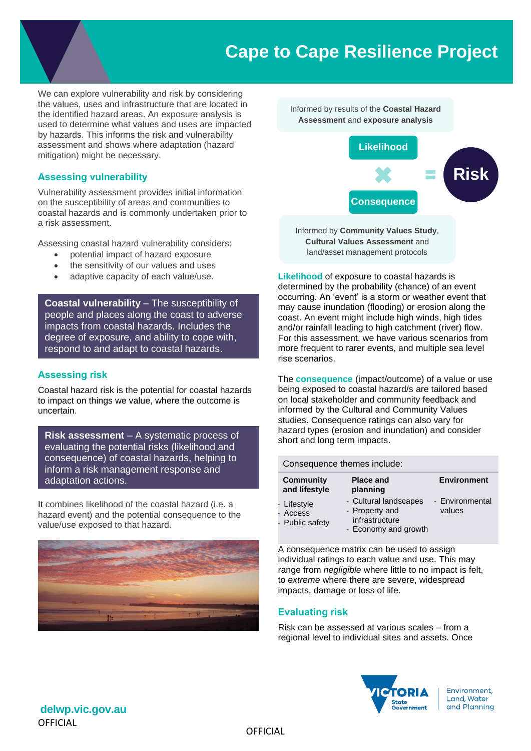# Cape to Cape Resilience Project

We can explore vulnerability and risk by considering the values, uses and infrastructure that are located in the identified hazard areas. An exposure analysis is used to determine what values and uses are impacted by hazards. This informs the risk and vulnerability assessment and shows where adaptation (hazard mitigation) might be necessary.

## Assessing vulnerability

Vulnerability assessment provides initial information on the susceptibility of areas and communities to coastal hazards and is commonly undertaken prior to a risk assessment.

Assessing coastal hazard vulnerability considers:

- potential impact of hazard exposure
- the sensitivity of our values and uses
- adaptive capacity of each value/use.

**Coastal vulnerability** – The susceptibility of people and places along the coast to adverse impacts from coastal hazards. Includes the degree of exposure, and ability to cope with, respond to and adapt to coastal hazards.

## Assessing risk

Coastal hazard risk is the potential for coastal hazards to impact on things we value, where the outcome is uncertain.

**Risk assessment** – A systematic process of evaluating the potential risks (likelihood and consequence) of coastal hazards, helping to inform a risk management response and adaptation actions.

It combines likelihood of the coastal hazard (i.e. a hazard event) and the potential consequence to the value/use exposed to that hazard.

Informed by results of the **Coastal Hazard Assessment** and **exposure analysis**

**Likelihood** × **Consequence** = **Risk**

Informed by **Community Values Study**, **Cultural Values Assessment** and land/asset management protocols

**Likelihood** of exposure to coastal hazards is determined by the probability (chance) of an event occurring. An 'event' is a storm or weather event that may cause inundation (flooding) or erosion along the coast. An event might include high winds, high tides and/or rainfall leading to high catchment (river) flow. For this assessment, we have various scenarios from more frequent to rarer events, and multiple sea level rise scenarios.

The **consequence** (impact/outcome) of a value or use being exposed to coastal hazard/s are tailored based on local stakeholder and community feedback and informed by the Cultural and Community Values studies. Consequence ratings can also vary for hazard types (erosion and inundation) and consider short and long term impacts.

Consequence themes include:

| Community and lifestyle | Place and planning | Environment |
|---|---|---|
| - Lifestyle<br>- Access<br>- Public safety | - Cultural landscapes<br>- Property and infrastructure<br>- Economy and growth | - Environmental values |

A consequence matrix can be used to assign individual ratings to each value and use. This may range from *negligible* where little to no impact is felt, to *extreme* where there are severe, widespread impacts, damage or loss of life.

## Evaluating risk

Risk can be assessed at various scales – from a regional level to individual sites and assets. Once

delwp.vic.gov.au

OFFICIAL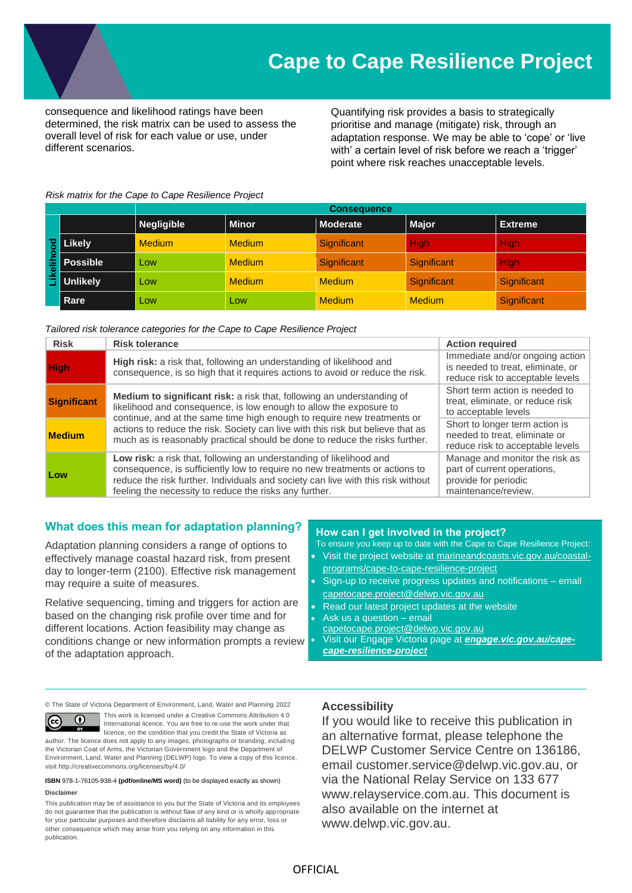# Cape to Cape Resilience Project

consequence and likelihood ratings have been determined, the risk matrix can be used to assess the overall level of risk for each value or use, under different scenarios.

Quantifying risk provides a basis to strategically prioritise and manage (mitigate) risk, through an adaptation response. We may be able to 'cope' or 'live with' a certain level of risk before we reach a 'trigger' point where risk reaches unacceptable levels.

*Risk matrix for the Cape to Cape Resilience Project*

| | | Consequence | | | | |
|---|---|---|---|---|---|---|
| | | **Negligible** | **Minor** | **Moderate** | **Major** | **Extreme** |
| Likelihood | **Likely** | Medium | Medium | Significant | High | High |
| | **Possible** | Low | Medium | Significant | Significant | High |
| | **Unlikely** | Low | Medium | Medium | Significant | Significant |
| | **Rare** | Low | Low | Medium | Medium | Significant |

*Tailored risk tolerance categories for the Cape to Cape Resilience Project*

| Risk | Risk tolerance | Action required |
|---|---|---|
| **High** | **High risk:** a risk that, following an understanding of likelihood and consequence, is so high that it requires actions to avoid or reduce the risk. | Immediate and/or ongoing action is needed to treat, eliminate, or reduce risk to acceptable levels |
| **Significant** | **Medium to significant risk:** a risk that, following an understanding of likelihood and consequence, is low enough to allow the exposure to continue, and at the same time high enough to require new treatments or actions to reduce the risk. Society can live with this risk but believe that as much as is reasonably practical should be done to reduce the risks further. | Short term action is needed to treat, eliminate, or reduce risk to acceptable levels |
| **Medium** | | Short to longer term action is needed to treat, eliminate or reduce risk to acceptable levels |
| **Low** | **Low risk:** a risk that, following an understanding of likelihood and consequence, is sufficiently low to require no new treatments or actions to reduce the risk further. Individuals and society can live with this risk without feeling the necessity to reduce the risks any further. | Manage and monitor the risk as part of current operations, provide for periodic maintenance/review. |

## What does this mean for adaptation planning?

Adaptation planning considers a range of options to effectively manage coastal hazard risk, from present day to longer-term (2100). Effective risk management may require a suite of measures.

Relative sequencing, timing and triggers for action are based on the changing risk profile over time and for different locations. Action feasibility may change as conditions change or new information prompts a review of the adaptation approach.

### How can I get involved in the project?

To ensure you keep up to date with the Cape to Cape Resilience Project:

- Visit the project website at marineandcoasts.vic.gov.au/coastal-programs/cape-to-cape-resilience-project
- Sign-up to receive progress updates and notifications – email capetocape.project@delwp.vic.gov.au
- Read our latest project updates at the website
- Ask us a question – email capetocape.project@delwp.vic.gov.au
- Visit our Engage Victoria page at ***engage.vic.gov.au/cape-cape-resilience-project***

© The State of Victoria Department of Environment, Land, Water and Planning 2022

This work is licensed under a Creative Commons Attribution 4.0 International licence. You are free to re-use the work under that licence, on the condition that you credit the State of Victoria as author. The licence does not apply to any images, photographs or branding, including the Victorian Coat of Arms, the Victorian Government logo and the Department of Environment, Land, Water and Planning (DELWP) logo. To view a copy of this licence, visit http://creativecommons.org/licenses/by/4.0/

**ISBN** 978-1-76105-938-4 **(pdf/online/MS word)** (to be displayed exactly as shown)

**Disclaimer**

This publication may be of assistance to you but the State of Victoria and its employees do not guarantee that the publication is without flaw of any kind or is wholly appropriate for your particular purposes and therefore disclaims all liability for any error, loss or other consequence which may arise from you relying on any information in this publication.

### Accessibility

If you would like to receive this publication in an alternative format, please telephone the DELWP Customer Service Centre on 136186, email customer.service@delwp.vic.gov.au, or via the National Relay Service on 133 677 www.relayservice.com.au. This document is also available on the internet at www.delwp.vic.gov.au.

OFFICIAL